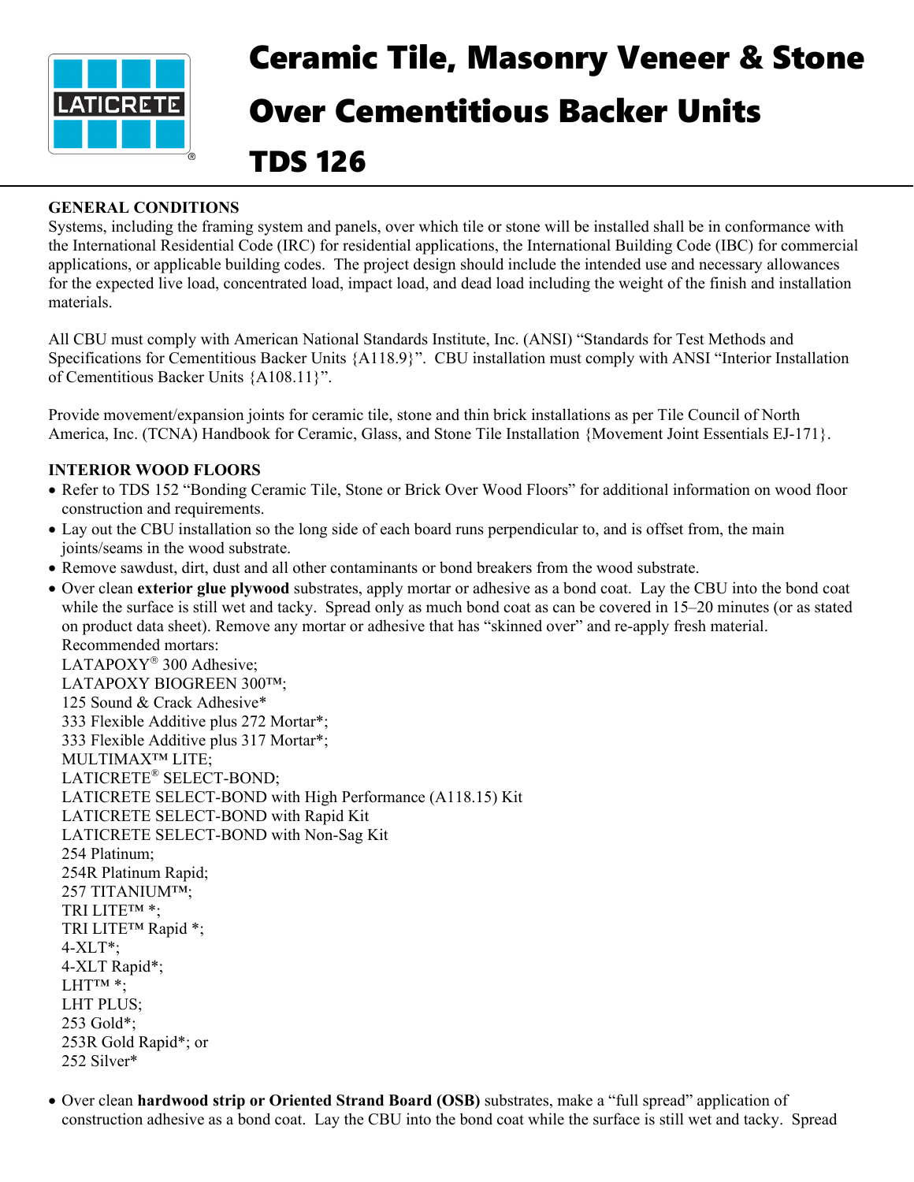# Ceramic Tile, Masonry Veneer & Stone Over Cementitious Backer Units

# TDS 126

## GENERAL CONDITIONS

Systems, including the framing system and panels, over which tile or stone will be installed shall be in conformance with the International Residential Code (IRC) for residential applications, the International Building Code (IBC) for commercial applications, or applicable building codes. The project design should include the intended use and necessary allowances for the expected live load, concentrated load, impact load, and dead load including the weight of the finish and installation materials.

All CBU must comply with American National Standards Institute, Inc. (ANSI) "Standards for Test Methods and Specifications for Cementitious Backer Units {A118.9}". CBU installation must comply with ANSI "Interior Installation of Cementitious Backer Units {A108.11}".

Provide movement/expansion joints for ceramic tile, stone and thin brick installations as per Tile Council of North America, Inc. (TCNA) Handbook for Ceramic, Glass, and Stone Tile Installation {Movement Joint Essentials EJ-171}.

## INTERIOR WOOD FLOORS

- Refer to TDS 152 "Bonding Ceramic Tile, Stone or Brick Over Wood Floors" for additional information on wood floor construction and requirements.
- Lay out the CBU installation so the long side of each board runs perpendicular to, and is offset from, the main joints/seams in the wood substrate.
- Remove sawdust, dirt, dust and all other contaminants or bond breakers from the wood substrate.
- Over clean **exterior glue plywood** substrates, apply mortar or adhesive as a bond coat. Lay the CBU into the bond coat while the surface is still wet and tacky. Spread only as much bond coat as can be covered in 15–20 minutes (or as stated on product data sheet). Remove any mortar or adhesive that has "skinned over" and re-apply fresh material.
  Recommended mortars:
  LATAPOXY® 300 Adhesive;
  LATAPOXY BIOGREEN 300™;
  125 Sound & Crack Adhesive*
  333 Flexible Additive plus 272 Mortar*;
  333 Flexible Additive plus 317 Mortar*;
  MULTIMAX™ LITE;
  LATICRETE® SELECT-BOND;
  LATICRETE SELECT-BOND with High Performance (A118.15) Kit
  LATICRETE SELECT-BOND with Rapid Kit
  LATICRETE SELECT-BOND with Non-Sag Kit
  254 Platinum;
  254R Platinum Rapid;
  257 TITANIUM™;
  TRI LITE™ *;
  TRI LITE™ Rapid *;
  4-XLT*;
  4-XLT Rapid*;
  LHT™ *;
  LHT PLUS;
  253 Gold*;
  253R Gold Rapid*; or
  252 Silver*
- Over clean **hardwood strip or Oriented Strand Board (OSB)** substrates, make a "full spread" application of construction adhesive as a bond coat. Lay the CBU into the bond coat while the surface is still wet and tacky. Spread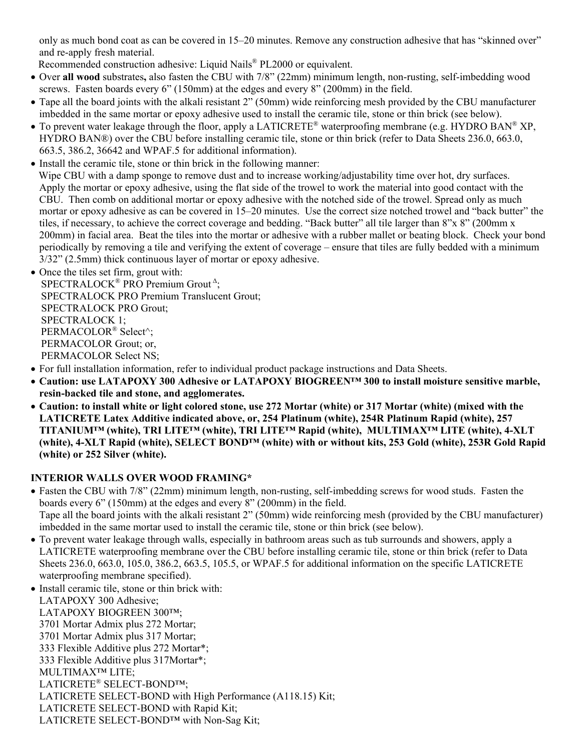only as much bond coat as can be covered in 15–20 minutes. Remove any construction adhesive that has "skinned over" and re-apply fresh material.

Recommended construction adhesive: Liquid Nails® PL2000 or equivalent.

- Over **all wood** substrates**,** also fasten the CBU with 7/8" (22mm) minimum length, non-rusting, self-imbedding wood screws. Fasten boards every 6" (150mm) at the edges and every 8" (200mm) in the field.
- Tape all the board joints with the alkali resistant 2" (50mm) wide reinforcing mesh provided by the CBU manufacturer imbedded in the same mortar or epoxy adhesive used to install the ceramic tile, stone or thin brick (see below).
- To prevent water leakage through the floor, apply a LATICRETE® waterproofing membrane (e.g. HYDRO BAN® XP, HYDRO BAN®) over the CBU before installing ceramic tile, stone or thin brick (refer to Data Sheets 236.0, 663.0, 663.5, 386.2, 36642 and WPAF.5 for additional information).
- Install the ceramic tile, stone or thin brick in the following manner:
  Wipe CBU with a damp sponge to remove dust and to increase working/adjustability time over hot, dry surfaces. Apply the mortar or epoxy adhesive, using the flat side of the trowel to work the material into good contact with the CBU. Then comb on additional mortar or epoxy adhesive with the notched side of the trowel. Spread only as much mortar or epoxy adhesive as can be covered in 15–20 minutes. Use the correct size notched trowel and "back butter" the tiles, if necessary, to achieve the correct coverage and bedding. "Back butter" all tile larger than 8"x 8" (200mm x 200mm) in facial area. Beat the tiles into the mortar or adhesive with a rubber mallet or beating block. Check your bond periodically by removing a tile and verifying the extent of coverage – ensure that tiles are fully bedded with a minimum 3/32" (2.5mm) thick continuous layer of mortar or epoxy adhesive.
- Once the tiles set firm, grout with:
  SPECTRALOCK® PRO Premium Grout Δ;
  SPECTRALOCK PRO Premium Translucent Grout;
  SPECTRALOCK PRO Grout;
  SPECTRALOCK 1;
  PERMACOLOR® Select^;
  PERMACOLOR Grout; or,
  PERMACOLOR Select NS;
- For full installation information, refer to individual product package instructions and Data Sheets.
- **Caution: use LATAPOXY 300 Adhesive or LATAPOXY BIOGREEN™ 300 to install moisture sensitive marble, resin-backed tile and stone, and agglomerates.**
- **Caution: to install white or light colored stone, use 272 Mortar (white) or 317 Mortar (white) (mixed with the LATICRETE Latex Additive indicated above, or, 254 Platinum (white), 254R Platinum Rapid (white), 257 TITANIUM™ (white), TRI LITE™ (white), TRI LITE™ Rapid (white), MULTIMAX™ LITE (white), 4-XLT (white), 4-XLT Rapid (white), SELECT BOND™ (white) with or without kits, 253 Gold (white), 253R Gold Rapid (white) or 252 Silver (white).**

**INTERIOR WALLS OVER WOOD FRAMING***

- Fasten the CBU with 7/8" (22mm) minimum length, non-rusting, self-imbedding screws for wood studs. Fasten the boards every 6" (150mm) at the edges and every 8" (200mm) in the field.
  Tape all the board joints with the alkali resistant 2" (50mm) wide reinforcing mesh (provided by the CBU manufacturer) imbedded in the same mortar used to install the ceramic tile, stone or thin brick (see below).
- To prevent water leakage through walls, especially in bathroom areas such as tub surrounds and showers, apply a LATICRETE waterproofing membrane over the CBU before installing ceramic tile, stone or thin brick (refer to Data Sheets 236.0, 663.0, 105.0, 386.2, 663.5, 105.5, or WPAF.5 for additional information on the specific LATICRETE waterproofing membrane specified).
- Install ceramic tile, stone or thin brick with:
  LATAPOXY 300 Adhesive;
  LATAPOXY BIOGREEN 300™;
  3701 Mortar Admix plus 272 Mortar;
  3701 Mortar Admix plus 317 Mortar;
  333 Flexible Additive plus 272 Mortar*;
  333 Flexible Additive plus 317Mortar*;
  MULTIMAX™ LITE;
  LATICRETE® SELECT-BOND™;
  LATICRETE SELECT-BOND with High Performance (A118.15) Kit;
  LATICRETE SELECT-BOND with Rapid Kit;
  LATICRETE SELECT-BOND™ with Non-Sag Kit;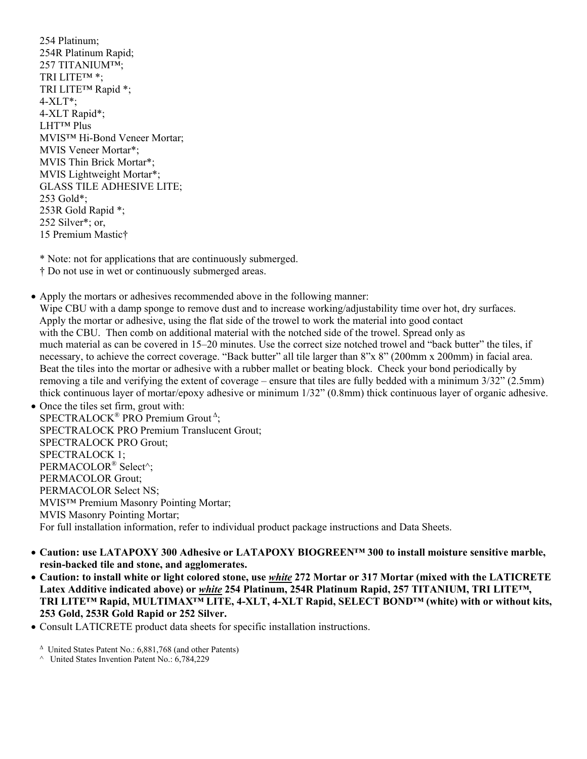254 Platinum;
254R Platinum Rapid;
257 TITANIUM™;
TRI LITE™ *;
TRI LITE™ Rapid *;
4-XLT*;
4-XLT Rapid*;
LHT™ Plus
MVIS™ Hi-Bond Veneer Mortar;
MVIS Veneer Mortar*;
MVIS Thin Brick Mortar*;
MVIS Lightweight Mortar*;
GLASS TILE ADHESIVE LITE;
253 Gold*;
253R Gold Rapid *;
252 Silver*; or,
15 Premium Mastic†

\* Note: not for applications that are continuously submerged.
† Do not use in wet or continuously submerged areas.

- Apply the mortars or adhesives recommended above in the following manner:
  Wipe CBU with a damp sponge to remove dust and to increase working/adjustability time over hot, dry surfaces. Apply the mortar or adhesive, using the flat side of the trowel to work the material into good contact with the CBU. Then comb on additional material with the notched side of the trowel. Spread only as much material as can be covered in 15–20 minutes. Use the correct size notched trowel and "back butter" the tiles, if necessary, to achieve the correct coverage. "Back butter" all tile larger than 8"x 8" (200mm x 200mm) in facial area. Beat the tiles into the mortar or adhesive with a rubber mallet or beating block. Check your bond periodically by removing a tile and verifying the extent of coverage – ensure that tiles are fully bedded with a minimum 3/32" (2.5mm) thick continuous layer of mortar/epoxy adhesive or minimum 1/32" (0.8mm) thick continuous layer of organic adhesive.
- Once the tiles set firm, grout with:
  SPECTRALOCK® PRO Premium Grout Δ;
  SPECTRALOCK PRO Premium Translucent Grout;
  SPECTRALOCK PRO Grout;
  SPECTRALOCK 1;
  PERMACOLOR® Select^;
  PERMACOLOR Grout;
  PERMACOLOR Select NS;
  MVIS™ Premium Masonry Pointing Mortar;
  MVIS Masonry Pointing Mortar;
  For full installation information, refer to individual product package instructions and Data Sheets.

- **Caution: use LATAPOXY 300 Adhesive or LATAPOXY BIOGREEN™ 300 to install moisture sensitive marble, resin-backed tile and stone, and agglomerates.**
- **Caution: to install white or light colored stone, use *white* 272 Mortar or 317 Mortar (mixed with the LATICRETE Latex Additive indicated above) or *white* 254 Platinum, 254R Platinum Rapid, 257 TITANIUM, TRI LITE™, TRI LITE™ Rapid, MULTIMAX™ LITE, 4-XLT, 4-XLT Rapid, SELECT BOND™ (white) with or without kits, 253 Gold, 253R Gold Rapid or 252 Silver.**
- Consult LATICRETE product data sheets for specific installation instructions.

Δ United States Patent No.: 6,881,768 (and other Patents)
^ United States Invention Patent No.: 6,784,229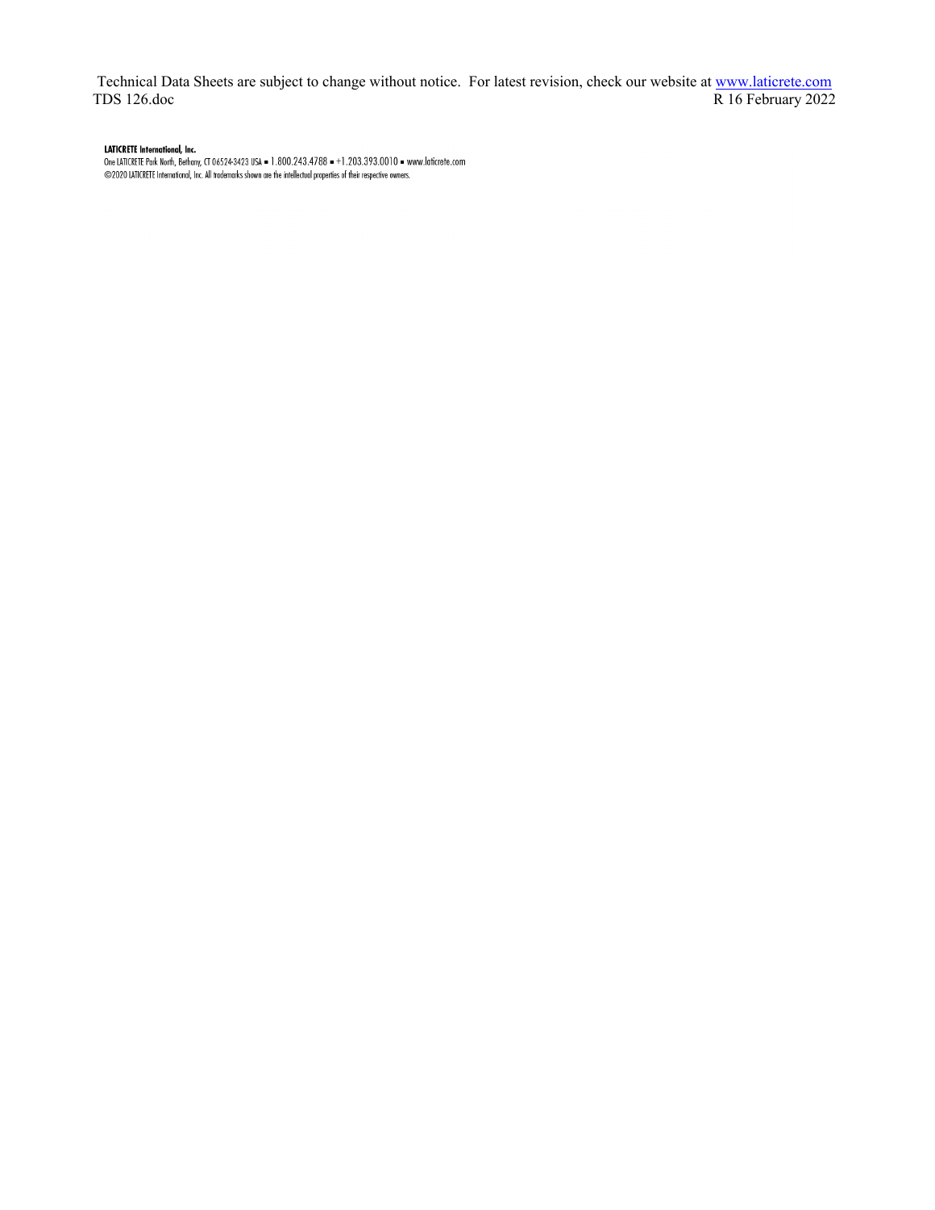Technical Data Sheets are subject to change without notice. For latest revision, check our website at [www.laticrete.com](http://www.laticrete.com)

TDS 126.doc R 16 February 2022

**LATICRETE International, Inc.**

One LATICRETE Park North, Bethany, CT 06524-3423 USA ▪ 1.800.243.4788 ▪ +1.203.393.0010 ▪ www.laticrete.com

©2020 LATICRETE International, Inc. All trademarks shown are the intellectual properties of their respective owners.